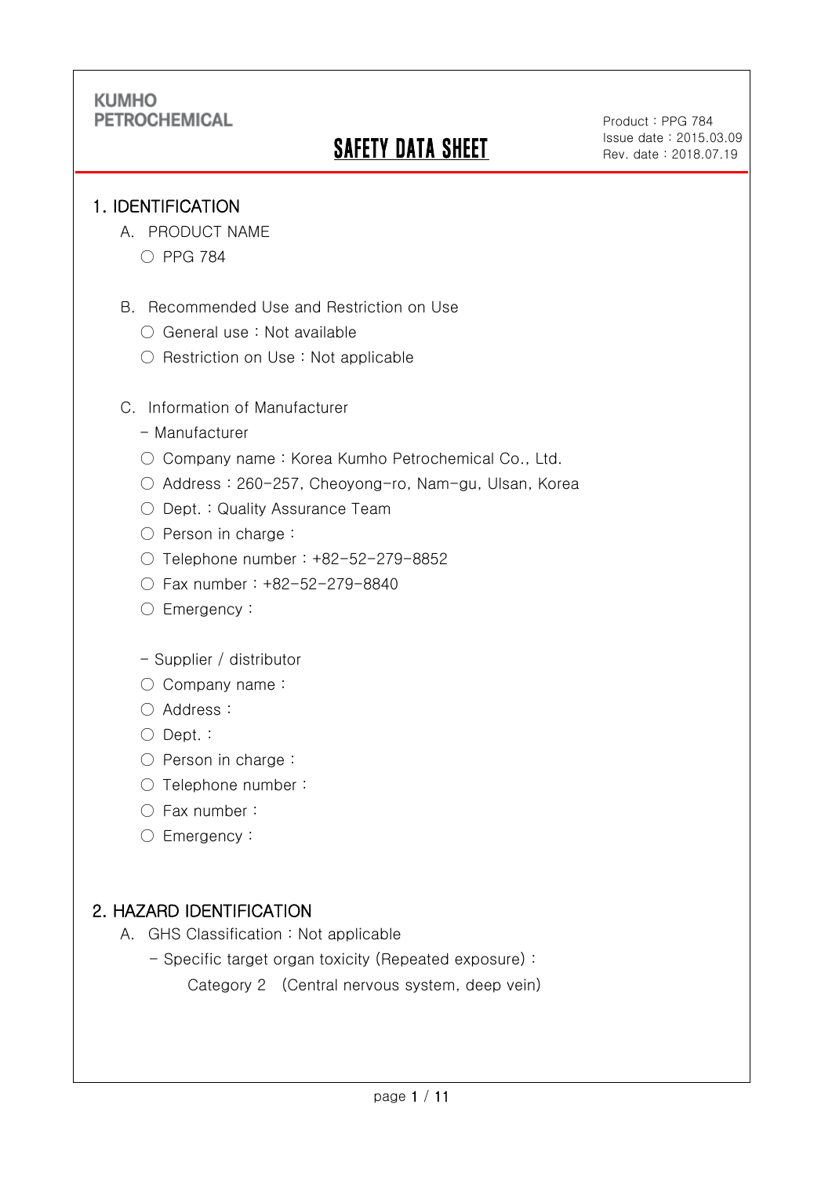KUMHO PETROCHEMICAL

# SAFETY DATA SHEET

Product : PPG 784
Issue date : 2015.03.09
Rev. date : 2018.07.19

## 1. IDENTIFICATION

A. PRODUCT NAME

○ PPG 784

B. Recommended Use and Restriction on Use

○ General use : Not available

○ Restriction on Use : Not applicable

C. Information of Manufacturer

- Manufacturer

○ Company name : Korea Kumho Petrochemical Co., Ltd.

○ Address : 260-257, Cheoyong-ro, Nam-gu, Ulsan, Korea

○ Dept. : Quality Assurance Team

○ Person in charge :

○ Telephone number : +82-52-279-8852

○ Fax number : +82-52-279-8840

○ Emergency :

- Supplier / distributor

○ Company name :

○ Address :

○ Dept. :

○ Person in charge :

○ Telephone number :

○ Fax number :

○ Emergency :

## 2. HAZARD IDENTIFICATION

A. GHS Classification : Not applicable

- Specific target organ toxicity (Repeated exposure) :
  Category 2 (Central nervous system, deep vein)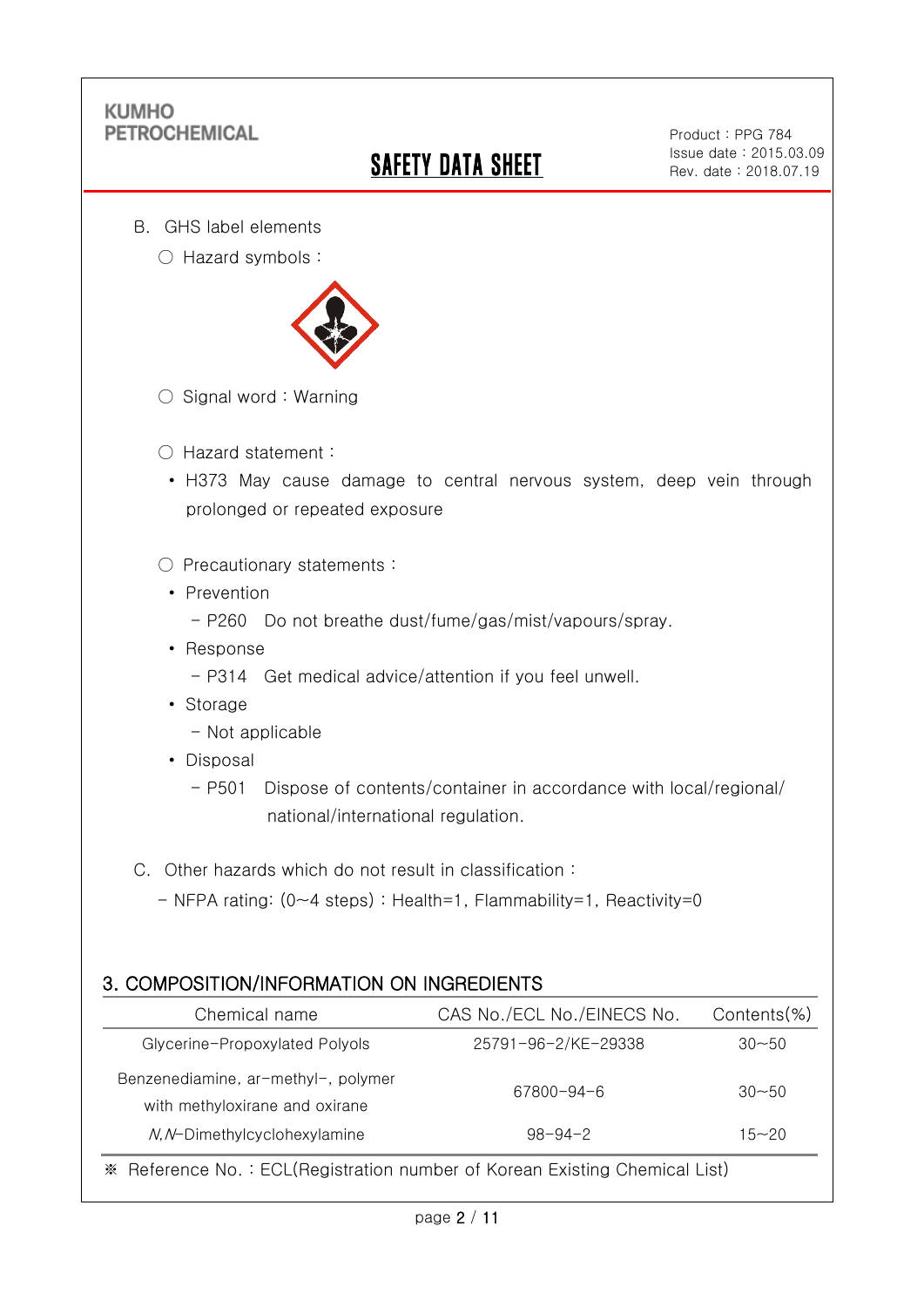B. GHS label elements

○ Hazard symbols :

○ Signal word : Warning

○ Hazard statement :

- H373 May cause damage to central nervous system, deep vein through prolonged or repeated exposure

○ Precautionary statements :

- Prevention
  - P260 Do not breathe dust/fume/gas/mist/vapours/spray.
- Response
  - P314 Get medical advice/attention if you feel unwell.
- Storage
  - Not applicable
- Disposal
  - P501 Dispose of contents/container in accordance with local/regional/national/international regulation.

C. Other hazards which do not result in classification :

- NFPA rating: (0~4 steps) : Health=1, Flammability=1, Reactivity=0

## 3. COMPOSITION/INFORMATION ON INGREDIENTS

| Chemical name | CAS No./ECL No./EINECS No. | Contents(%) |
|---|---|---|
| Glycerine-Propoxylated Polyols | 25791-96-2/KE-29338 | 30~50 |
| Benzenediamine, ar-methyl-, polymer with methyloxirane and oxirane | 67800-94-6 | 30~50 |
| *N,N*-Dimethylcyclohexylamine | 98-94-2 | 15~20 |

※ Reference No. : ECL(Registration number of Korean Existing Chemical List)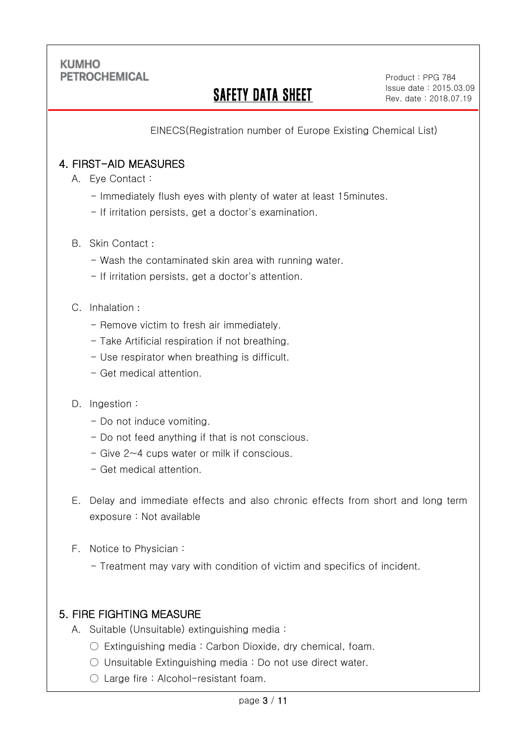EINECS(Registration number of Europe Existing Chemical List)

## 4. FIRST-AID MEASURES

A. Eye Contact :

- Immediately flush eyes with plenty of water at least 15minutes.
- If irritation persists, get a doctor's examination.

B. Skin Contact :

- Wash the contaminated skin area with running water.
- If irritation persists, get a doctor's attention.

C. Inhalation :

- Remove victim to fresh air immediately.
- Take Artificial respiration if not breathing.
- Use respirator when breathing is difficult.
- Get medical attention.

D. Ingestion :

- Do not induce vomiting.
- Do not feed anything if that is not conscious.
- Give 2~4 cups water or milk if conscious.
- Get medical attention.

E. Delay and immediate effects and also chronic effects from short and long term exposure : Not available

F. Notice to Physician :

- Treatment may vary with condition of victim and specifics of incident.

## 5. FIRE FIGHTING MEASURE

A. Suitable (Unsuitable) extinguishing media :

○ Extinguishing media : Carbon Dioxide, dry chemical, foam.

○ Unsuitable Extinguishing media : Do not use direct water.

○ Large fire : Alcohol-resistant foam.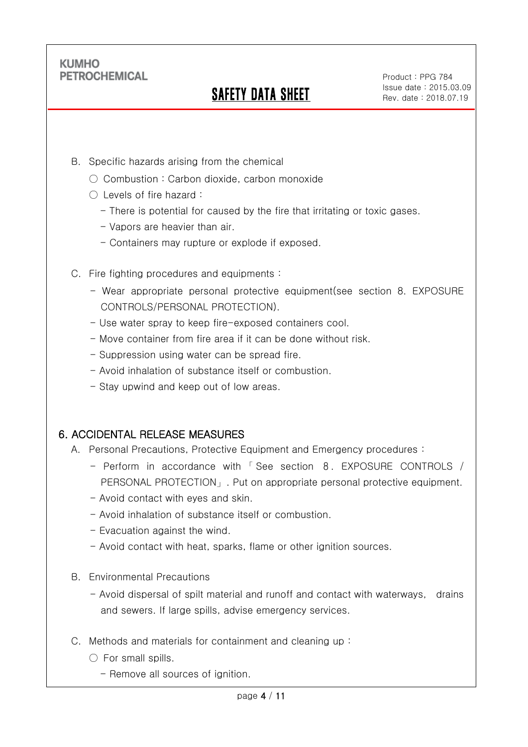B. Specific hazards arising from the chemical

○ Combustion : Carbon dioxide, carbon monoxide

○ Levels of fire hazard :

- There is potential for caused by the fire that irritating or toxic gases.
- Vapors are heavier than air.
- Containers may rupture or explode if exposed.

C. Fire fighting procedures and equipments :

- Wear appropriate personal protective equipment(see section 8. EXPOSURE CONTROLS/PERSONAL PROTECTION).
- Use water spray to keep fire-exposed containers cool.
- Move container from fire area if it can be done without risk.
- Suppression using water can be spread fire.
- Avoid inhalation of substance itself or combustion.
- Stay upwind and keep out of low areas.

## 6. ACCIDENTAL RELEASE MEASURES

A. Personal Precautions, Protective Equipment and Emergency procedures :

- Perform in accordance with 「See section 8. EXPOSURE CONTROLS / PERSONAL PROTECTION」. Put on appropriate personal protective equipment.
- Avoid contact with eyes and skin.
- Avoid inhalation of substance itself or combustion.
- Evacuation against the wind.
- Avoid contact with heat, sparks, flame or other ignition sources.

B. Environmental Precautions

- Avoid dispersal of spilt material and runoff and contact with waterways, drains and sewers. If large spills, advise emergency services.

C. Methods and materials for containment and cleaning up :

○ For small spills.

- Remove all sources of ignition.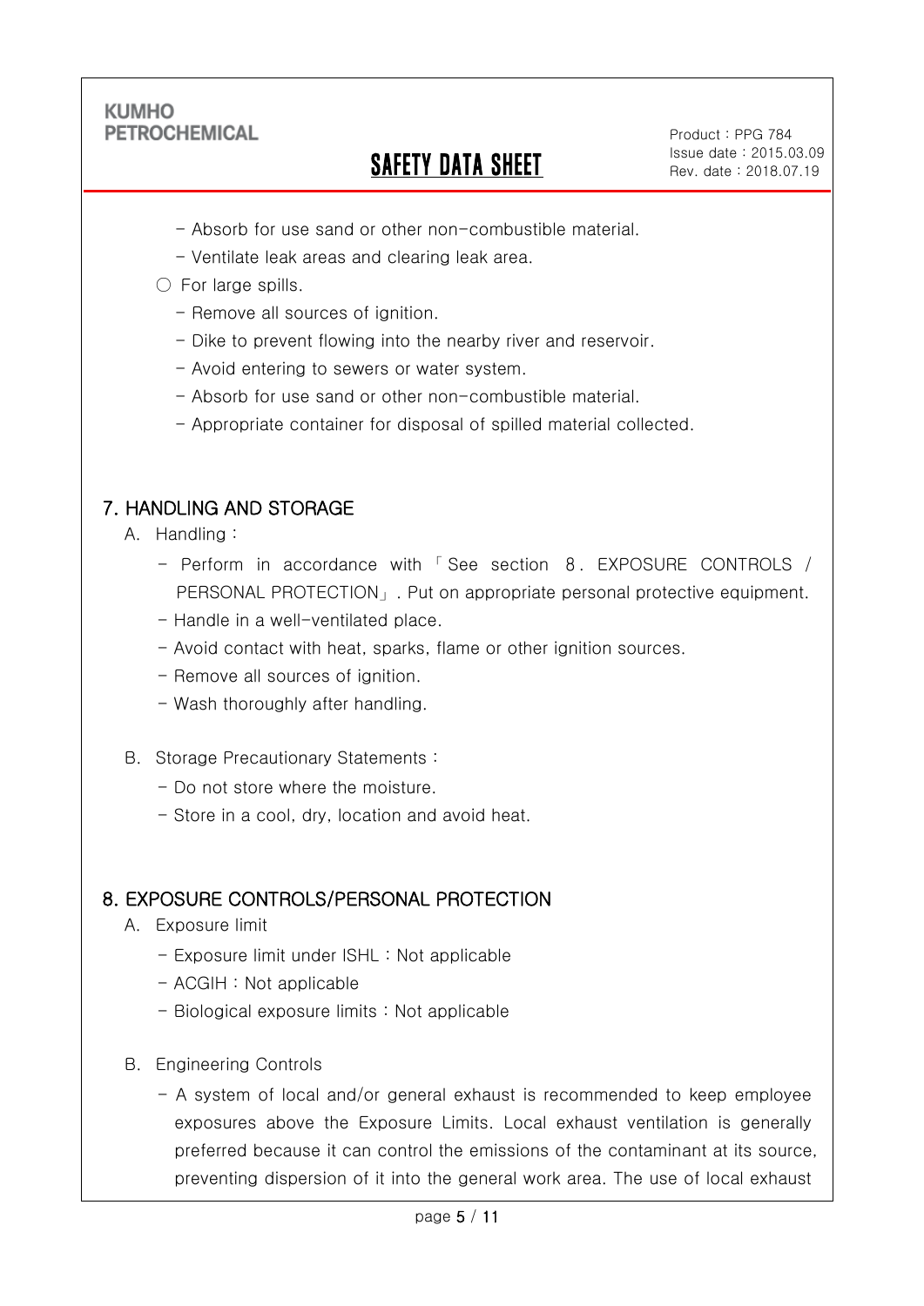- Absorb for use sand or other non-combustible material.
- Ventilate leak areas and clearing leak area.

○ For large spills.

- Remove all sources of ignition.
- Dike to prevent flowing into the nearby river and reservoir.
- Avoid entering to sewers or water system.
- Absorb for use sand or other non-combustible material.
- Appropriate container for disposal of spilled material collected.

## 7. HANDLING AND STORAGE

A. Handling :

- Perform in accordance with 「See section 8. EXPOSURE CONTROLS / PERSONAL PROTECTION」. Put on appropriate personal protective equipment.
- Handle in a well-ventilated place.
- Avoid contact with heat, sparks, flame or other ignition sources.
- Remove all sources of ignition.
- Wash thoroughly after handling.

B. Storage Precautionary Statements :

- Do not store where the moisture.
- Store in a cool, dry, location and avoid heat.

## 8. EXPOSURE CONTROLS/PERSONAL PROTECTION

A. Exposure limit

- Exposure limit under ISHL : Not applicable
- ACGIH : Not applicable
- Biological exposure limits : Not applicable

B. Engineering Controls

- A system of local and/or general exhaust is recommended to keep employee exposures above the Exposure Limits. Local exhaust ventilation is generally preferred because it can control the emissions of the contaminant at its source, preventing dispersion of it into the general work area. The use of local exhaust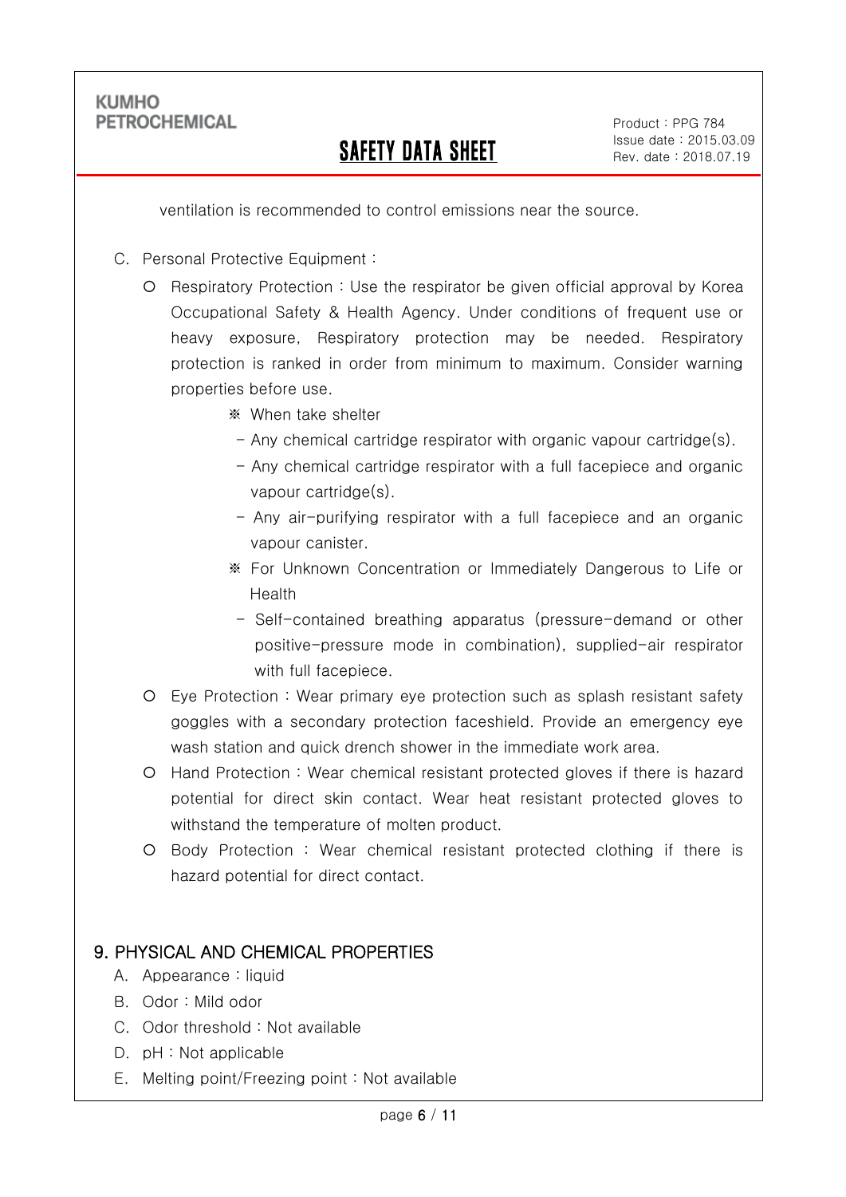ventilation is recommended to control emissions near the source.

C. Personal Protective Equipment :

- Respiratory Protection : Use the respirator be given official approval by Korea Occupational Safety & Health Agency. Under conditions of frequent use or heavy exposure, Respiratory protection may be needed. Respiratory protection is ranked in order from minimum to maximum. Consider warning properties before use.

  ※ When take shelter

  - Any chemical cartridge respirator with organic vapour cartridge(s).
  - Any chemical cartridge respirator with a full facepiece and organic vapour cartridge(s).
  - Any air-purifying respirator with a full facepiece and an organic vapour canister.

  ※ For Unknown Concentration or Immediately Dangerous to Life or Health

  - Self-contained breathing apparatus (pressure-demand or other positive-pressure mode in combination), supplied-air respirator with full facepiece.

- Eye Protection : Wear primary eye protection such as splash resistant safety goggles with a secondary protection faceshield. Provide an emergency eye wash station and quick drench shower in the immediate work area.
- Hand Protection : Wear chemical resistant protected gloves if there is hazard potential for direct skin contact. Wear heat resistant protected gloves to withstand the temperature of molten product.
- Body Protection : Wear chemical resistant protected clothing if there is hazard potential for direct contact.

## 9. PHYSICAL AND CHEMICAL PROPERTIES

A. Appearance : liquid

B. Odor : Mild odor

C. Odor threshold : Not available

D. pH : Not applicable

E. Melting point/Freezing point : Not available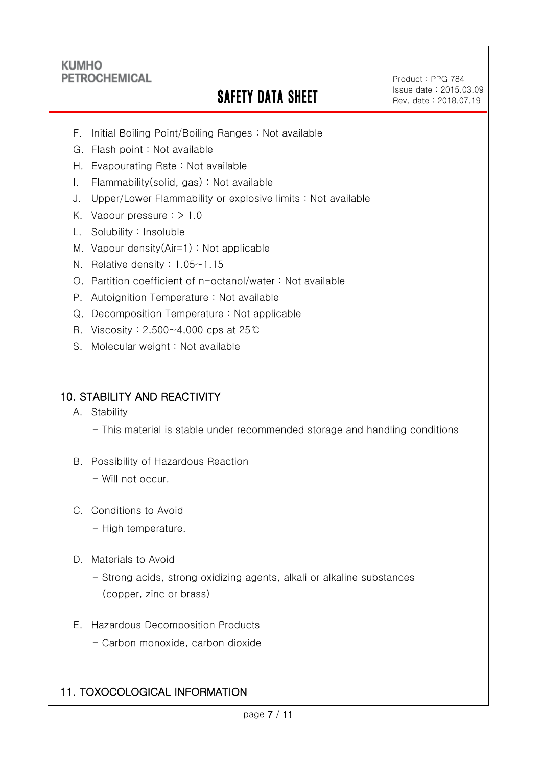F. Initial Boiling Point/Boiling Ranges : Not available

G. Flash point : Not available

H. Evapourating Rate : Not available

I. Flammability(solid, gas) : Not available

J. Upper/Lower Flammability or explosive limits : Not available

K. Vapour pressure : > 1.0

L. Solubility : Insoluble

M. Vapour density(Air=1) : Not applicable

N. Relative density : 1.05~1.15

O. Partition coefficient of n-octanol/water : Not available

P. Autoignition Temperature : Not available

Q. Decomposition Temperature : Not applicable

R. Viscosity : 2,500~4,000 cps at 25℃

S. Molecular weight : Not available

## 10. STABILITY AND REACTIVITY

A. Stability

- This material is stable under recommended storage and handling conditions

B. Possibility of Hazardous Reaction

- Will not occur.

C. Conditions to Avoid

- High temperature.

D. Materials to Avoid

- Strong acids, strong oxidizing agents, alkali or alkaline substances (copper, zinc or brass)

E. Hazardous Decomposition Products

- Carbon monoxide, carbon dioxide

## 11. TOXOCOLOGICAL INFORMATION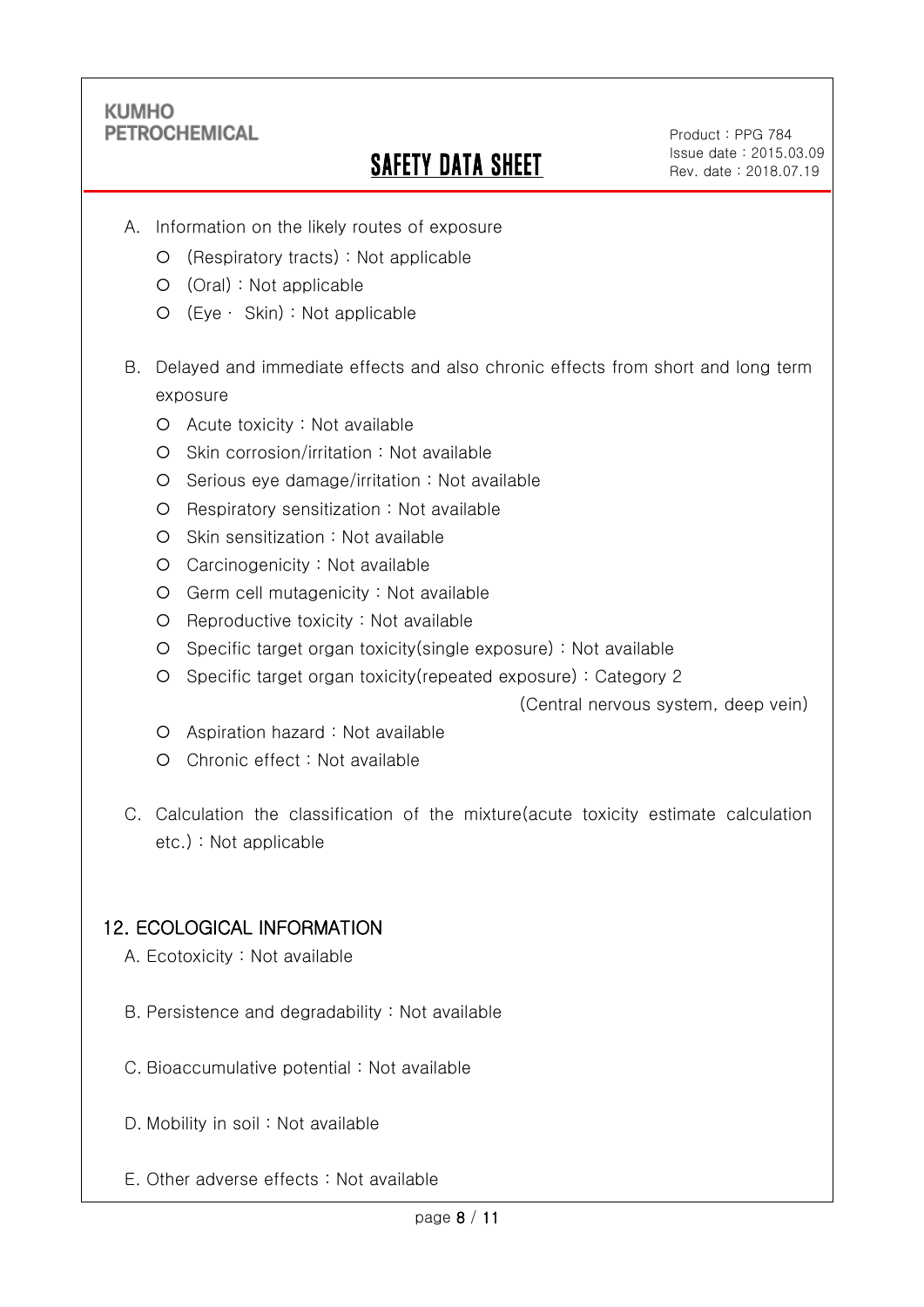A. Information on the likely routes of exposure

- (Respiratory tracts) : Not applicable
- (Oral) : Not applicable
- (Eye · Skin) : Not applicable

B. Delayed and immediate effects and also chronic effects from short and long term exposure

- Acute toxicity : Not available
- Skin corrosion/irritation : Not available
- Serious eye damage/irritation : Not available
- Respiratory sensitization : Not available
- Skin sensitization : Not available
- Carcinogenicity : Not available
- Germ cell mutagenicity : Not available
- Reproductive toxicity : Not available
- Specific target organ toxicity(single exposure) : Not available
- Specific target organ toxicity(repeated exposure) : Category 2 (Central nervous system, deep vein)
- Aspiration hazard : Not available
- Chronic effect : Not available

C. Calculation the classification of the mixture(acute toxicity estimate calculation etc.) : Not applicable

## 12. ECOLOGICAL INFORMATION

A. Ecotoxicity : Not available

B. Persistence and degradability : Not available

C. Bioaccumulative potential : Not available

D. Mobility in soil : Not available

E. Other adverse effects : Not available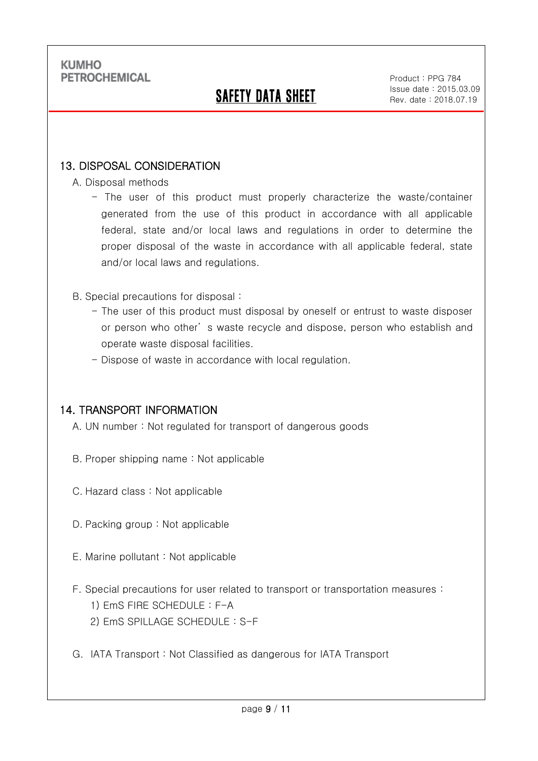## 13. DISPOSAL CONSIDERATION

A. Disposal methods

- The user of this product must properly characterize the waste/container generated from the use of this product in accordance with all applicable federal, state and/or local laws and regulations in order to determine the proper disposal of the waste in accordance with all applicable federal, state and/or local laws and regulations.

B. Special precautions for disposal :

- The user of this product must disposal by oneself or entrust to waste disposer or person who other' s waste recycle and dispose, person who establish and operate waste disposal facilities.
- Dispose of waste in accordance with local regulation.

## 14. TRANSPORT INFORMATION

A. UN number : Not regulated for transport of dangerous goods

B. Proper shipping name : Not applicable

C. Hazard class : Not applicable

D. Packing group : Not applicable

E. Marine pollutant : Not applicable

F. Special precautions for user related to transport or transportation measures :

1) EmS FIRE SCHEDULE : F-A
2) EmS SPILLAGE SCHEDULE : S-F

G. IATA Transport : Not Classified as dangerous for IATA Transport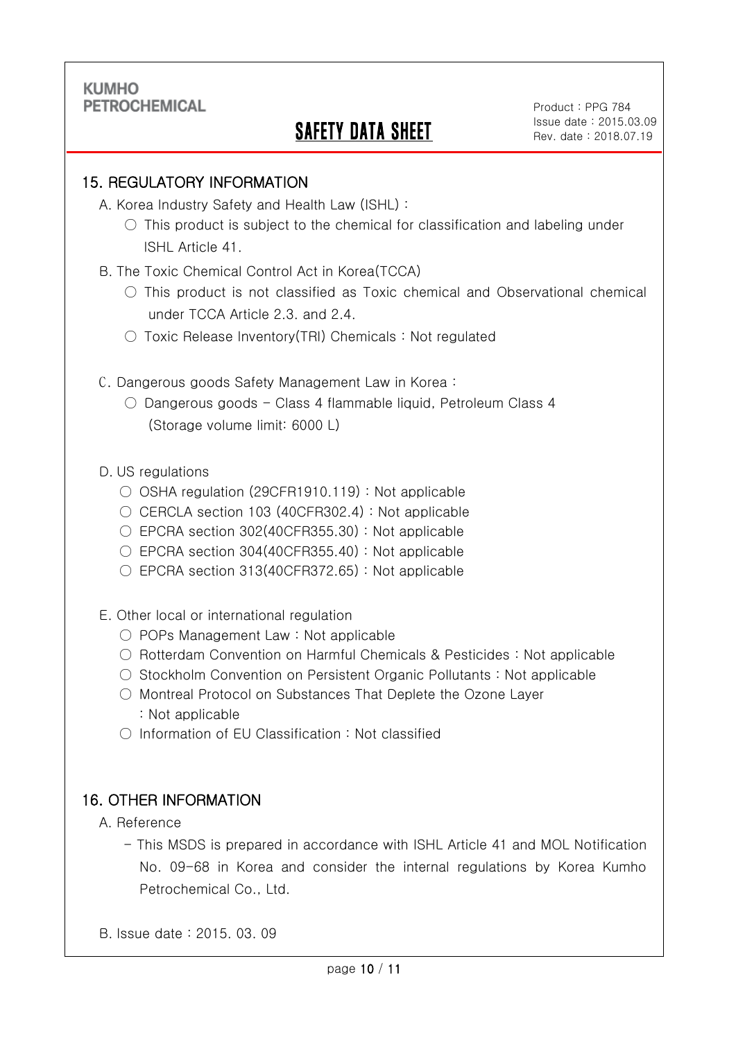## 15. REGULATORY INFORMATION

A. Korea Industry Safety and Health Law (ISHL) :

- ○ This product is subject to the chemical for classification and labeling under ISHL Article 41.

B. The Toxic Chemical Control Act in Korea(TCCA)

- ○ This product is not classified as Toxic chemical and Observational chemical under TCCA Article 2.3. and 2.4.
- ○ Toxic Release Inventory(TRI) Chemicals : Not regulated

C. Dangerous goods Safety Management Law in Korea :

- ○ Dangerous goods - Class 4 flammable liquid, Petroleum Class 4 (Storage volume limit: 6000 L)

D. US regulations

- ○ OSHA regulation (29CFR1910.119) : Not applicable
- ○ CERCLA section 103 (40CFR302.4) : Not applicable
- ○ EPCRA section 302(40CFR355.30) : Not applicable
- ○ EPCRA section 304(40CFR355.40) : Not applicable
- ○ EPCRA section 313(40CFR372.65) : Not applicable

E. Other local or international regulation

- ○ POPs Management Law : Not applicable
- ○ Rotterdam Convention on Harmful Chemicals & Pesticides : Not applicable
- ○ Stockholm Convention on Persistent Organic Pollutants : Not applicable
- ○ Montreal Protocol on Substances That Deplete the Ozone Layer : Not applicable
- ○ Information of EU Classification : Not classified

## 16. OTHER INFORMATION

A. Reference

- This MSDS is prepared in accordance with ISHL Article 41 and MOL Notification No. 09-68 in Korea and consider the internal regulations by Korea Kumho Petrochemical Co., Ltd.

B. Issue date : 2015. 03. 09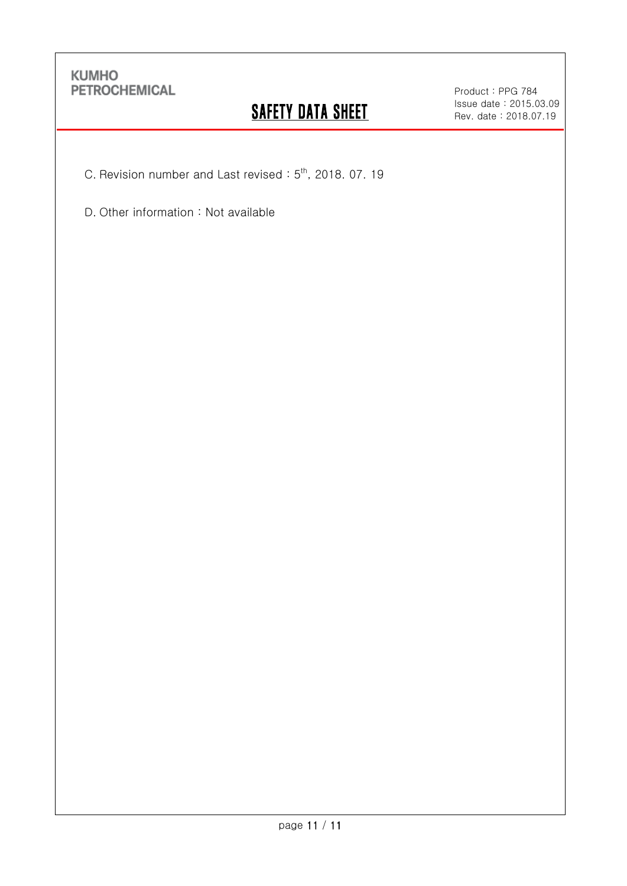C. Revision number and Last revised : $5^{th}$, 2018. 07. 19

D. Other information : Not available